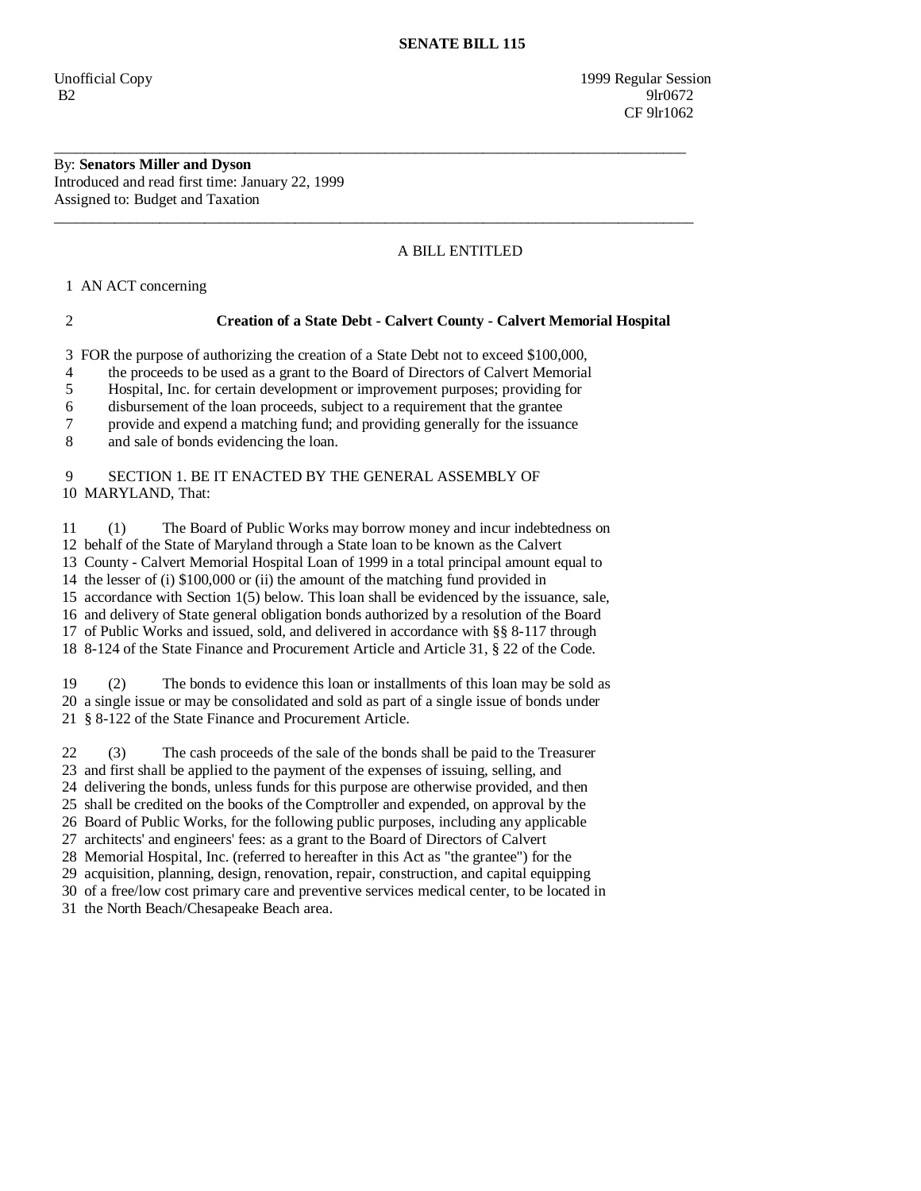# SENATE BILL 115

Unofficial Copy 1999 Regular Session
B2 9lr0672
CF 9lr1062

---

By: **Senators Miller and Dyson**
Introduced and read first time: January 22, 1999
Assigned to: Budget and Taxation

---

A BILL ENTITLED

1 AN ACT concerning

2 **Creation of a State Debt - Calvert County - Calvert Memorial Hospital**

3 FOR the purpose of authorizing the creation of a State Debt not to exceed $100,000,
4 the proceeds to be used as a grant to the Board of Directors of Calvert Memorial
5 Hospital, Inc. for certain development or improvement purposes; providing for
6 disbursement of the loan proceeds, subject to a requirement that the grantee
7 provide and expend a matching fund; and providing generally for the issuance
8 and sale of bonds evidencing the loan.

9 SECTION 1. BE IT ENACTED BY THE GENERAL ASSEMBLY OF
10 MARYLAND, That:

11 (1) The Board of Public Works may borrow money and incur indebtedness on
12 behalf of the State of Maryland through a State loan to be known as the Calvert
13 County - Calvert Memorial Hospital Loan of 1999 in a total principal amount equal to
14 the lesser of (i) $100,000 or (ii) the amount of the matching fund provided in
15 accordance with Section 1(5) below. This loan shall be evidenced by the issuance, sale,
16 and delivery of State general obligation bonds authorized by a resolution of the Board
17 of Public Works and issued, sold, and delivered in accordance with §§ 8-117 through
18 8-124 of the State Finance and Procurement Article and Article 31, § 22 of the Code.

19 (2) The bonds to evidence this loan or installments of this loan may be sold as
20 a single issue or may be consolidated and sold as part of a single issue of bonds under
21 § 8-122 of the State Finance and Procurement Article.

22 (3) The cash proceeds of the sale of the bonds shall be paid to the Treasurer
23 and first shall be applied to the payment of the expenses of issuing, selling, and
24 delivering the bonds, unless funds for this purpose are otherwise provided, and then
25 shall be credited on the books of the Comptroller and expended, on approval by the
26 Board of Public Works, for the following public purposes, including any applicable
27 architects' and engineers' fees: as a grant to the Board of Directors of Calvert
28 Memorial Hospital, Inc. (referred to hereafter in this Act as "the grantee") for the
29 acquisition, planning, design, renovation, repair, construction, and capital equipping
30 of a free/low cost primary care and preventive services medical center, to be located in
31 the North Beach/Chesapeake Beach area.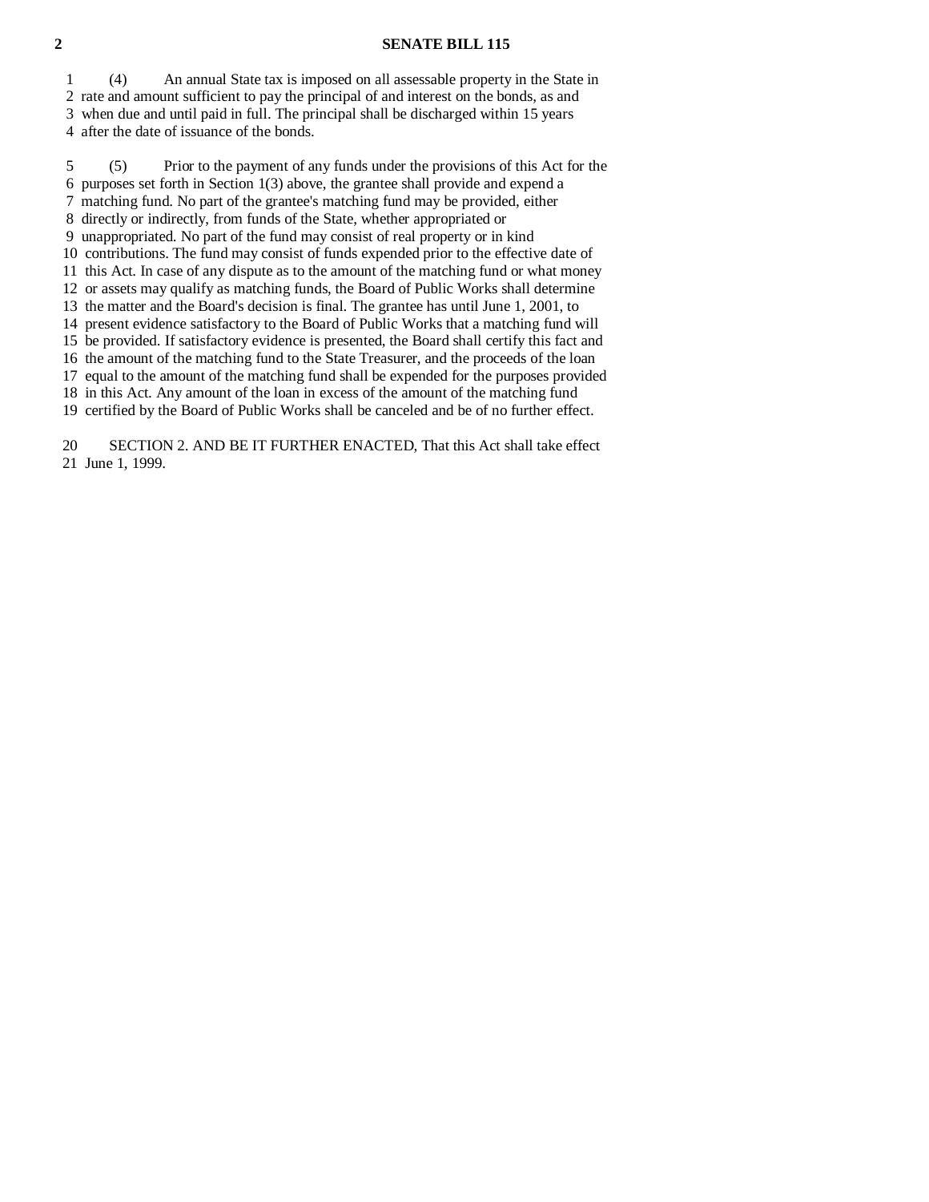(4) An annual State tax is imposed on all assessable property in the State in rate and amount sufficient to pay the principal of and interest on the bonds, as and when due and until paid in full. The principal shall be discharged within 15 years after the date of issuance of the bonds.

(5) Prior to the payment of any funds under the provisions of this Act for the purposes set forth in Section 1(3) above, the grantee shall provide and expend a matching fund. No part of the grantee's matching fund may be provided, either directly or indirectly, from funds of the State, whether appropriated or unappropriated. No part of the fund may consist of real property or in kind contributions. The fund may consist of funds expended prior to the effective date of this Act. In case of any dispute as to the amount of the matching fund or what money or assets may qualify as matching funds, the Board of Public Works shall determine the matter and the Board's decision is final. The grantee has until June 1, 2001, to present evidence satisfactory to the Board of Public Works that a matching fund will be provided. If satisfactory evidence is presented, the Board shall certify this fact and the amount of the matching fund to the State Treasurer, and the proceeds of the loan equal to the amount of the matching fund shall be expended for the purposes provided in this Act. Any amount of the loan in excess of the amount of the matching fund certified by the Board of Public Works shall be canceled and be of no further effect.

SECTION 2. AND BE IT FURTHER ENACTED, That this Act shall take effect June 1, 1999.